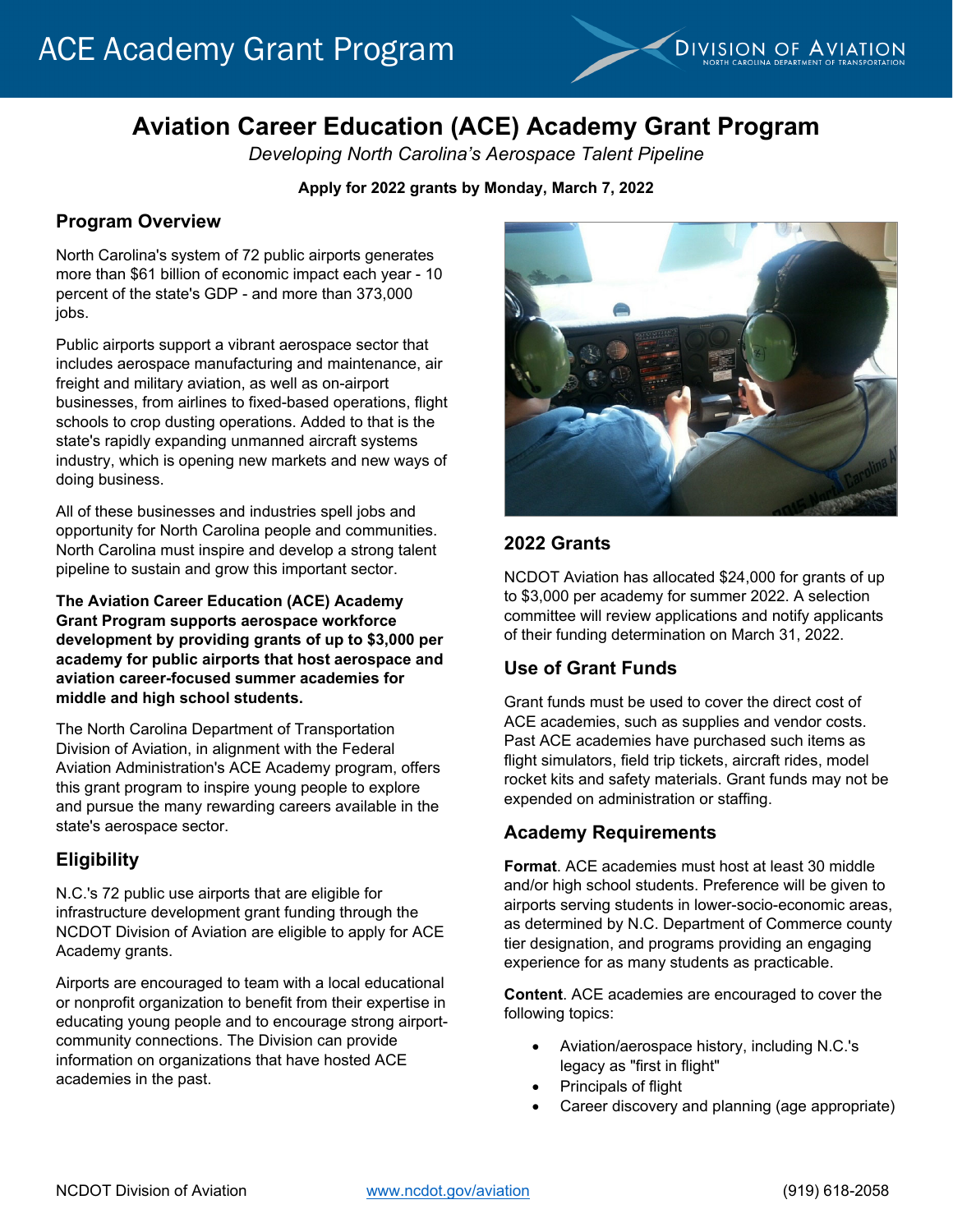# Aviation Career Education (ACE) Academy Grant Program

*Developing North Carolina's Aerospace Talent Pipeline*

**Apply for 2022 grants by Monday, March 7, 2022**

## Program Overview

North Carolina's system of 72 public airports generates more than $61 billion of economic impact each year - 10 percent of the state's GDP - and more than 373,000 jobs.

Public airports support a vibrant aerospace sector that includes aerospace manufacturing and maintenance, air freight and military aviation, as well as on-airport businesses, from airlines to fixed-based operations, flight schools to crop dusting operations. Added to that is the state's rapidly expanding unmanned aircraft systems industry, which is opening new markets and new ways of doing business.

All of these businesses and industries spell jobs and opportunity for North Carolina people and communities. North Carolina must inspire and develop a strong talent pipeline to sustain and grow this important sector.

**The Aviation Career Education (ACE) Academy Grant Program supports aerospace workforce development by providing grants of up to $3,000 per academy for public airports that host aerospace and aviation career-focused summer academies for middle and high school students.**

The North Carolina Department of Transportation Division of Aviation, in alignment with the Federal Aviation Administration's ACE Academy program, offers this grant program to inspire young people to explore and pursue the many rewarding careers available in the state's aerospace sector.

## Eligibility

N.C.'s 72 public use airports that are eligible for infrastructure development grant funding through the NCDOT Division of Aviation are eligible to apply for ACE Academy grants.

Airports are encouraged to team with a local educational or nonprofit organization to benefit from their expertise in educating young people and to encourage strong airport-community connections. The Division can provide information on organizations that have hosted ACE academies in the past.

## 2022 Grants

NCDOT Aviation has allocated $24,000 for grants of up to $3,000 per academy for summer 2022. A selection committee will review applications and notify applicants of their funding determination on March 31, 2022.

## Use of Grant Funds

Grant funds must be used to cover the direct cost of ACE academies, such as supplies and vendor costs. Past ACE academies have purchased such items as flight simulators, field trip tickets, aircraft rides, model rocket kits and safety materials. Grant funds may not be expended on administration or staffing.

## Academy Requirements

**Format**. ACE academies must host at least 30 middle and/or high school students. Preference will be given to airports serving students in lower-socio-economic areas, as determined by N.C. Department of Commerce county tier designation, and programs providing an engaging experience for as many students as practicable.

**Content**. ACE academies are encouraged to cover the following topics:

- Aviation/aerospace history, including N.C.'s legacy as "first in flight"
- Principals of flight
- Career discovery and planning (age appropriate)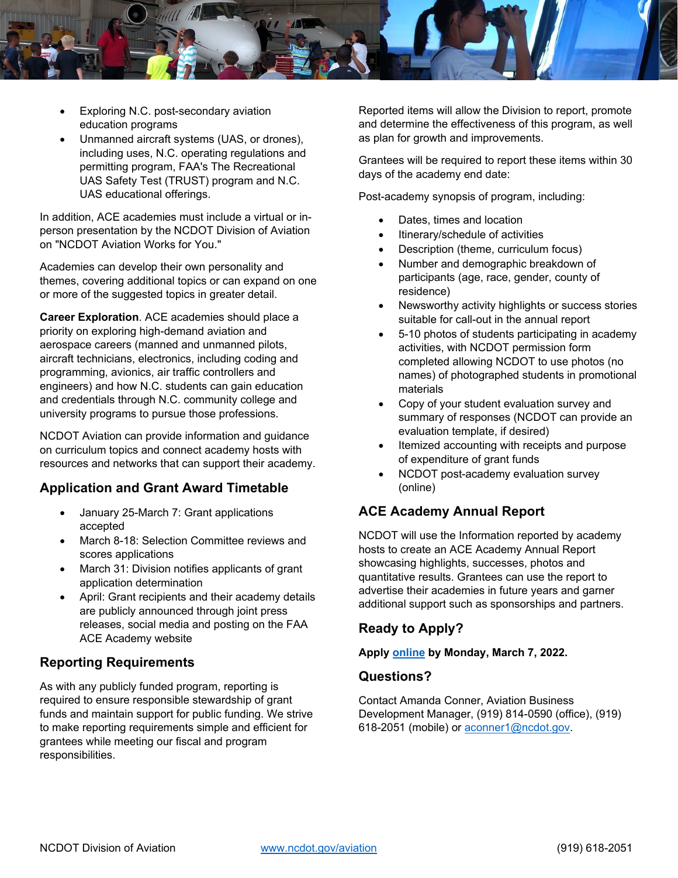- Exploring N.C. post-secondary aviation education programs
- Unmanned aircraft systems (UAS, or drones), including uses, N.C. operating regulations and permitting program, FAA's The Recreational UAS Safety Test (TRUST) program and N.C. UAS educational offerings.

In addition, ACE academies must include a virtual or in-person presentation by the NCDOT Division of Aviation on "NCDOT Aviation Works for You."

Academies can develop their own personality and themes, covering additional topics or can expand on one or more of the suggested topics in greater detail.

**Career Exploration**. ACE academies should place a priority on exploring high-demand aviation and aerospace careers (manned and unmanned pilots, aircraft technicians, electronics, including coding and programming, avionics, air traffic controllers and engineers) and how N.C. students can gain education and credentials through N.C. community college and university programs to pursue those professions.

NCDOT Aviation can provide information and guidance on curriculum topics and connect academy hosts with resources and networks that can support their academy.

## Application and Grant Award Timetable

- January 25-March 7: Grant applications accepted
- March 8-18: Selection Committee reviews and scores applications
- March 31: Division notifies applicants of grant application determination
- April: Grant recipients and their academy details are publicly announced through joint press releases, social media and posting on the FAA ACE Academy website

## Reporting Requirements

As with any publicly funded program, reporting is required to ensure responsible stewardship of grant funds and maintain support for public funding. We strive to make reporting requirements simple and efficient for grantees while meeting our fiscal and program responsibilities.

Reported items will allow the Division to report, promote and determine the effectiveness of this program, as well as plan for growth and improvements.

Grantees will be required to report these items within 30 days of the academy end date:

Post-academy synopsis of program, including:

- Dates, times and location
- Itinerary/schedule of activities
- Description (theme, curriculum focus)
- Number and demographic breakdown of participants (age, race, gender, county of residence)
- Newsworthy activity highlights or success stories suitable for call-out in the annual report
- 5-10 photos of students participating in academy activities, with NCDOT permission form completed allowing NCDOT to use photos (no names) of photographed students in promotional materials
- Copy of your student evaluation survey and summary of responses (NCDOT can provide an evaluation template, if desired)
- Itemized accounting with receipts and purpose of expenditure of grant funds
- NCDOT post-academy evaluation survey (online)

## ACE Academy Annual Report

NCDOT will use the Information reported by academy hosts to create an ACE Academy Annual Report showcasing highlights, successes, photos and quantitative results. Grantees can use the report to advertise their academies in future years and garner additional support such as sponsorships and partners.

## Ready to Apply?

**Apply online by Monday, March 7, 2022.**

## Questions?

Contact Amanda Conner, Aviation Business Development Manager, (919) 814-0590 (office), (919) 618-2051 (mobile) or aconner1@ncdot.gov.